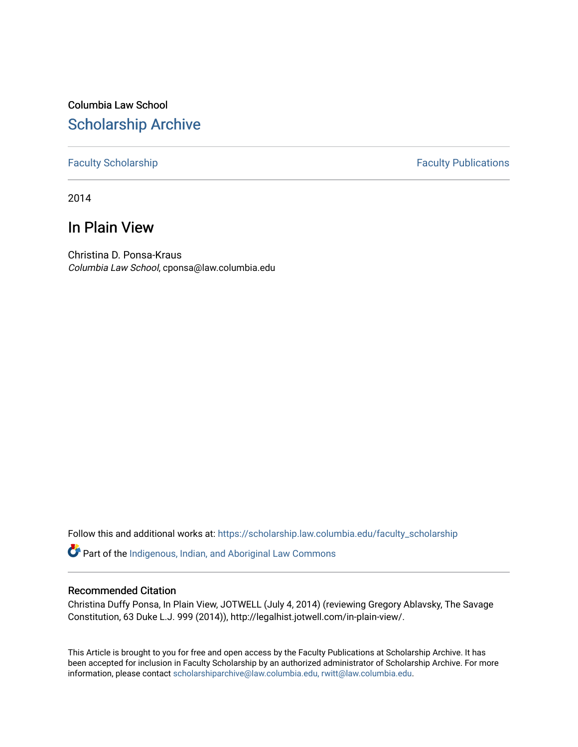Columbia Law School

# Scholarship Archive

Faculty Scholarship | Faculty Publications

2014

## In Plain View

Christina D. Ponsa-Kraus
*Columbia Law School*, cponsa@law.columbia.edu

Follow this and additional works at: https://scholarship.law.columbia.edu/faculty_scholarship

Part of the Indigenous, Indian, and Aboriginal Law Commons

### Recommended Citation

Christina Duffy Ponsa, In Plain View, JOTWELL (July 4, 2014) (reviewing Gregory Ablavsky, The Savage Constitution, 63 Duke L.J. 999 (2014)), http://legalhist.jotwell.com/in-plain-view/.

This Article is brought to you for free and open access by the Faculty Publications at Scholarship Archive. It has been accepted for inclusion in Faculty Scholarship by an authorized administrator of Scholarship Archive. For more information, please contact scholarshiparchive@law.columbia.edu, rwitt@law.columbia.edu.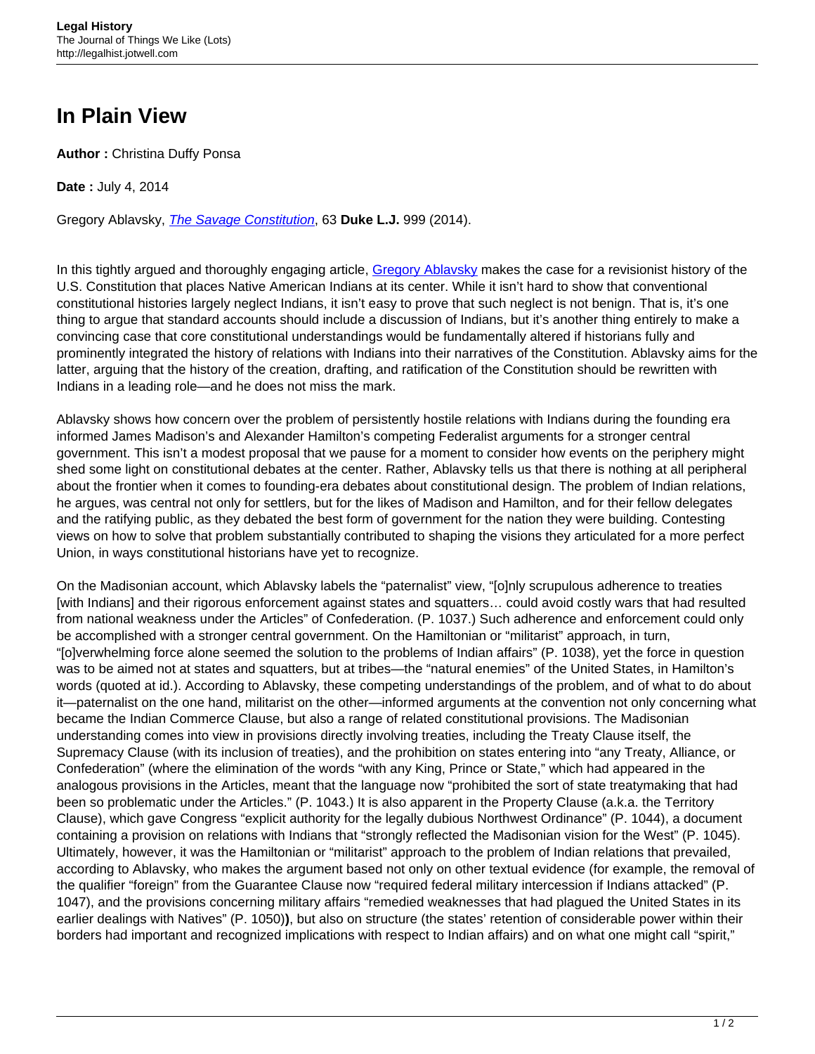# In Plain View

**Author :** Christina Duffy Ponsa

**Date :** July 4, 2014

Gregory Ablavsky, *The Savage Constitution*, 63 **Duke L.J.** 999 (2014).

In this tightly argued and thoroughly engaging article, Gregory Ablavsky makes the case for a revisionist history of the U.S. Constitution that places Native American Indians at its center. While it isn't hard to show that conventional constitutional histories largely neglect Indians, it isn't easy to prove that such neglect is not benign. That is, it's one thing to argue that standard accounts should include a discussion of Indians, but it's another thing entirely to make a convincing case that core constitutional understandings would be fundamentally altered if historians fully and prominently integrated the history of relations with Indians into their narratives of the Constitution. Ablavsky aims for the latter, arguing that the history of the creation, drafting, and ratification of the Constitution should be rewritten with Indians in a leading role—and he does not miss the mark.

Ablavsky shows how concern over the problem of persistently hostile relations with Indians during the founding era informed James Madison's and Alexander Hamilton's competing Federalist arguments for a stronger central government. This isn't a modest proposal that we pause for a moment to consider how events on the periphery might shed some light on constitutional debates at the center. Rather, Ablavsky tells us that there is nothing at all peripheral about the frontier when it comes to founding-era debates about constitutional design. The problem of Indian relations, he argues, was central not only for settlers, but for the likes of Madison and Hamilton, and for their fellow delegates and the ratifying public, as they debated the best form of government for the nation they were building. Contesting views on how to solve that problem substantially contributed to shaping the visions they articulated for a more perfect Union, in ways constitutional historians have yet to recognize.

On the Madisonian account, which Ablavsky labels the "paternalist" view, "[o]nly scrupulous adherence to treaties [with Indians] and their rigorous enforcement against states and squatters… could avoid costly wars that had resulted from national weakness under the Articles" of Confederation. (P. 1037.) Such adherence and enforcement could only be accomplished with a stronger central government. On the Hamiltonian or "militarist" approach, in turn, "[o]verwhelming force alone seemed the solution to the problems of Indian affairs" (P. 1038), yet the force in question was to be aimed not at states and squatters, but at tribes—the "natural enemies" of the United States, in Hamilton's words (quoted at id.). According to Ablavsky, these competing understandings of the problem, and of what to do about it—paternalist on the one hand, militarist on the other—informed arguments at the convention not only concerning what became the Indian Commerce Clause, but also a range of related constitutional provisions. The Madisonian understanding comes into view in provisions directly involving treaties, including the Treaty Clause itself, the Supremacy Clause (with its inclusion of treaties), and the prohibition on states entering into "any Treaty, Alliance, or Confederation" (where the elimination of the words "with any King, Prince or State," which had appeared in the analogous provisions in the Articles, meant that the language now "prohibited the sort of state treatymaking that had been so problematic under the Articles." (P. 1043.) It is also apparent in the Property Clause (a.k.a. the Territory Clause), which gave Congress "explicit authority for the legally dubious Northwest Ordinance" (P. 1044), a document containing a provision on relations with Indians that "strongly reflected the Madisonian vision for the West" (P. 1045). Ultimately, however, it was the Hamiltonian or "militarist" approach to the problem of Indian relations that prevailed, according to Ablavsky, who makes the argument based not only on other textual evidence (for example, the removal of the qualifier "foreign" from the Guarantee Clause now "required federal military intercession if Indians attacked" (P. 1047), and the provisions concerning military affairs "remedied weaknesses that had plagued the United States in its earlier dealings with Natives" (P. 1050)**)**, but also on structure (the states' retention of considerable power within their borders had important and recognized implications with respect to Indian affairs) and on what one might call "spirit,"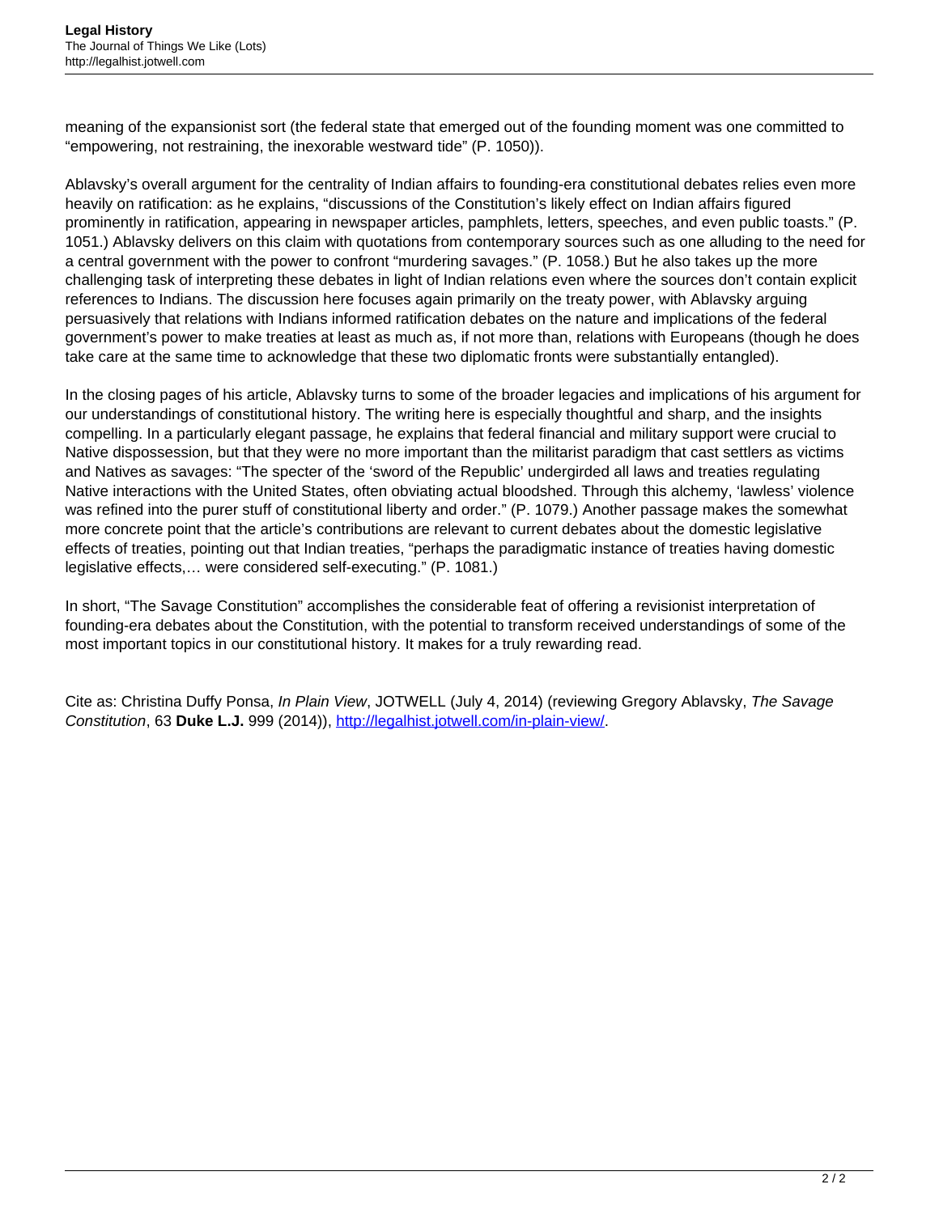meaning of the expansionist sort (the federal state that emerged out of the founding moment was one committed to “empowering, not restraining, the inexorable westward tide” (P. 1050)).

Ablavsky’s overall argument for the centrality of Indian affairs to founding-era constitutional debates relies even more heavily on ratification: as he explains, “discussions of the Constitution’s likely effect on Indian affairs figured prominently in ratification, appearing in newspaper articles, pamphlets, letters, speeches, and even public toasts.” (P. 1051.) Ablavsky delivers on this claim with quotations from contemporary sources such as one alluding to the need for a central government with the power to confront “murdering savages.” (P. 1058.) But he also takes up the more challenging task of interpreting these debates in light of Indian relations even where the sources don’t contain explicit references to Indians. The discussion here focuses again primarily on the treaty power, with Ablavsky arguing persuasively that relations with Indians informed ratification debates on the nature and implications of the federal government’s power to make treaties at least as much as, if not more than, relations with Europeans (though he does take care at the same time to acknowledge that these two diplomatic fronts were substantially entangled).

In the closing pages of his article, Ablavsky turns to some of the broader legacies and implications of his argument for our understandings of constitutional history. The writing here is especially thoughtful and sharp, and the insights compelling. In a particularly elegant passage, he explains that federal financial and military support were crucial to Native dispossession, but that they were no more important than the militarist paradigm that cast settlers as victims and Natives as savages: “The specter of the ‘sword of the Republic’ undergirded all laws and treaties regulating Native interactions with the United States, often obviating actual bloodshed. Through this alchemy, ‘lawless’ violence was refined into the purer stuff of constitutional liberty and order.” (P. 1079.) Another passage makes the somewhat more concrete point that the article’s contributions are relevant to current debates about the domestic legislative effects of treaties, pointing out that Indian treaties, “perhaps the paradigmatic instance of treaties having domestic legislative effects,… were considered self-executing.” (P. 1081.)

In short, “The Savage Constitution” accomplishes the considerable feat of offering a revisionist interpretation of founding-era debates about the Constitution, with the potential to transform received understandings of some of the most important topics in our constitutional history. It makes for a truly rewarding read.

Cite as: Christina Duffy Ponsa, *In Plain View*, JOTWELL (July 4, 2014) (reviewing Gregory Ablavsky, *The Savage Constitution*, 63 **Duke L.J.** 999 (2014)), http://legalhist.jotwell.com/in-plain-view/.